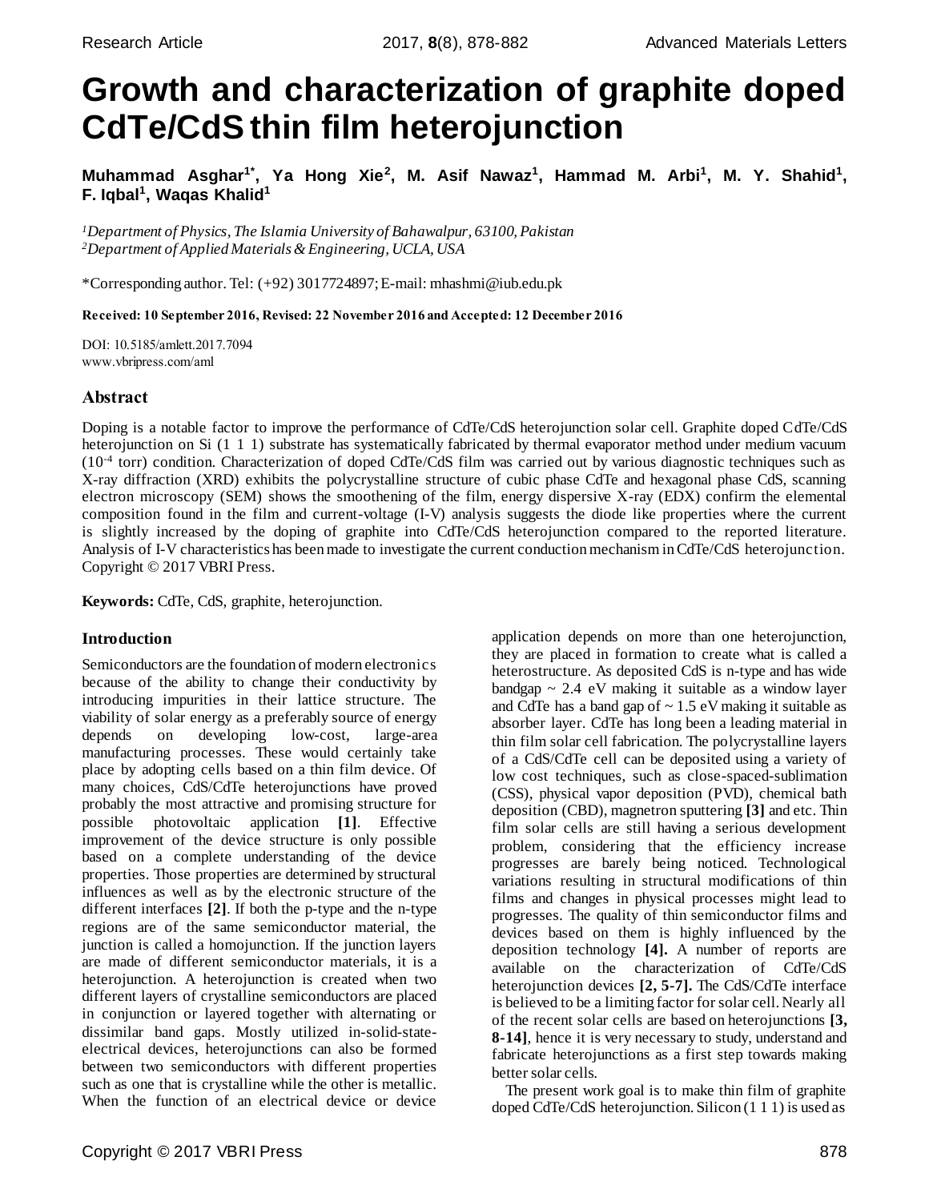# Growth and characterization of graphite doped CdTe/CdS thin film heterojunction

**Muhammad Asghar[1*], Ya Hong Xie[2], M. Asif Nawaz[1], Hammad M. Arbi[1], M. Y. Shahid[1], F. Iqbal[1], Waqas Khalid[1]**

[1]*Department of Physics, The Islamia University of Bahawalpur, 63100, Pakistan*
[2]*Department of Applied Materials & Engineering, UCLA, USA*

*Corresponding author. Tel: (+92) 3017724897; E-mail: mhashmi@iub.edu.pk

**Received: 10 September 2016, Revised: 22 November 2016 and Accepted: 12 December 2016**

DOI: 10.5185/amlett.2017.7094
www.vbripress.com/aml

## Abstract

Doping is a notable factor to improve the performance of CdTe/CdS heterojunction solar cell. Graphite doped CdTe/CdS heterojunction on Si (1 1 1) substrate has systematically fabricated by thermal evaporator method under medium vacuum ($10^{-4}$ torr) condition. Characterization of doped CdTe/CdS film was carried out by various diagnostic techniques such as X-ray diffraction (XRD) exhibits the polycrystalline structure of cubic phase CdTe and hexagonal phase CdS, scanning electron microscopy (SEM) shows the smoothening of the film, energy dispersive X-ray (EDX) confirm the elemental composition found in the film and current-voltage (I-V) analysis suggests the diode like properties where the current is slightly increased by the doping of graphite into CdTe/CdS heterojunction compared to the reported literature. Analysis of I-V characteristics has been made to investigate the current conduction mechanism in CdTe/CdS heterojunction. Copyright © 2017 VBRI Press.

**Keywords:** CdTe, CdS, graphite, heterojunction.

## Introduction

Semiconductors are the foundation of modern electronics because of the ability to change their conductivity by introducing impurities in their lattice structure. The viability of solar energy as a preferably source of energy depends on developing low-cost, large-area manufacturing processes. These would certainly take place by adopting cells based on a thin film device. Of many choices, CdS/CdTe heterojunctions have proved probably the most attractive and promising structure for possible photovoltaic application **[1]**. Effective improvement of the device structure is only possible based on a complete understanding of the device properties. Those properties are determined by structural influences as well as by the electronic structure of the different interfaces **[2]**. If both the p-type and the n-type regions are of the same semiconductor material, the junction is called a homojunction. If the junction layers are made of different semiconductor materials, it is a heterojunction. A heterojunction is created when two different layers of crystalline semiconductors are placed in conjunction or layered together with alternating or dissimilar band gaps. Mostly utilized in-solid-state-electrical devices, heterojunctions can also be formed between two semiconductors with different properties such as one that is crystalline while the other is metallic. When the function of an electrical device or device application depends on more than one heterojunction, they are placed in formation to create what is called a heterostructure. As deposited CdS is n-type and has wide bandgap ~ 2.4 eV making it suitable as a window layer and CdTe has a band gap of ~ 1.5 eV making it suitable as absorber layer. CdTe has long been a leading material in thin film solar cell fabrication. The polycrystalline layers of a CdS/CdTe cell can be deposited using a variety of low cost techniques, such as close-spaced-sublimation (CSS), physical vapor deposition (PVD), chemical bath deposition (CBD), magnetron sputtering **[3]** and etc. Thin film solar cells are still having a serious development problem, considering that the efficiency increase progresses are barely being noticed. Technological variations resulting in structural modifications of thin films and changes in physical processes might lead to progresses. The quality of thin semiconductor films and devices based on them is highly influenced by the deposition technology **[4].** A number of reports are available on the characterization of CdTe/CdS heterojunction devices **[2, 5-7].** The CdS/CdTe interface is believed to be a limiting factor for solar cell. Nearly all of the recent solar cells are based on heterojunctions **[3, 8-14]**, hence it is very necessary to study, understand and fabricate heterojunctions as a first step towards making better solar cells.

The present work goal is to make thin film of graphite doped CdTe/CdS heterojunction. Silicon (1 1 1) is used as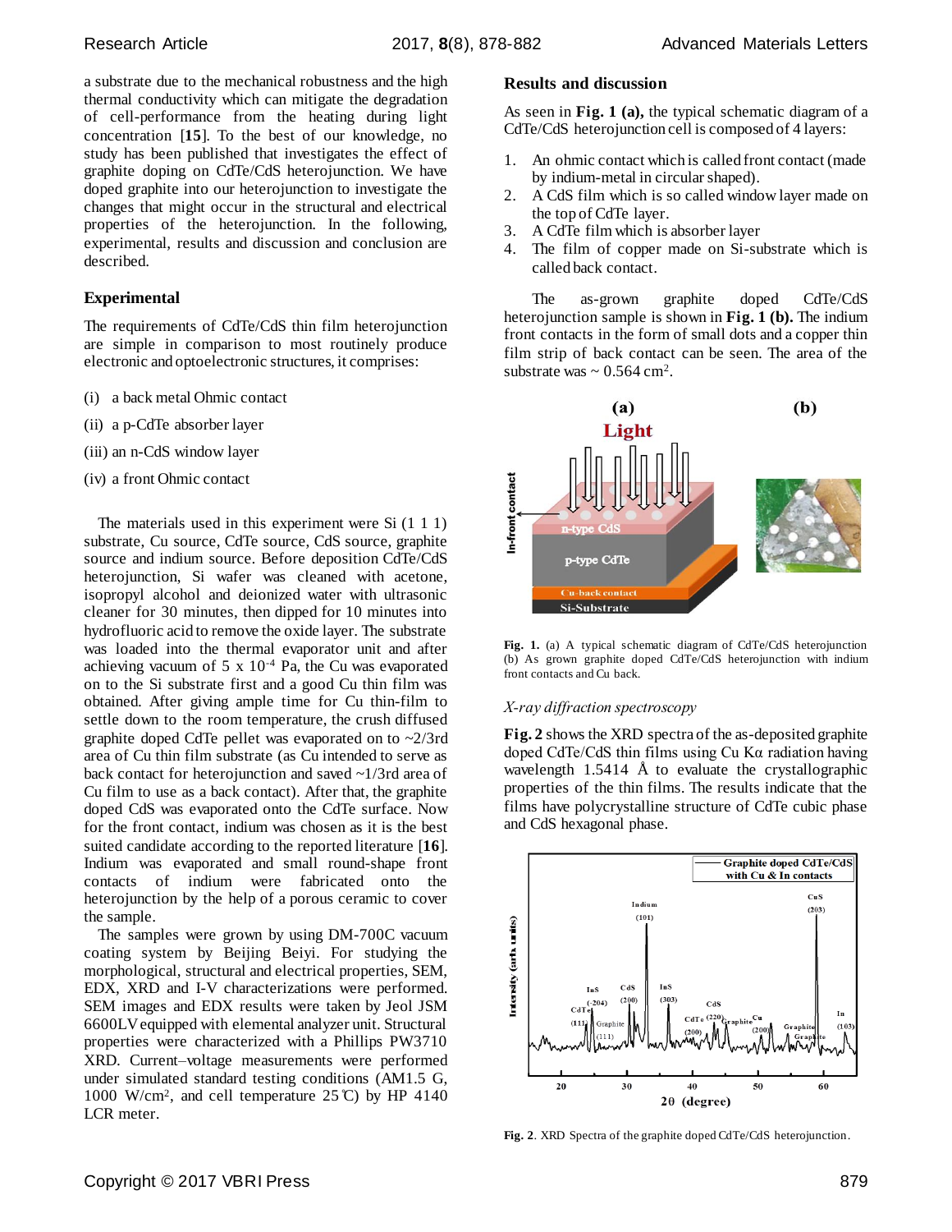a substrate due to the mechanical robustness and the high thermal conductivity which can mitigate the degradation of cell-performance from the heating during light concentration [**15**]. To the best of our knowledge, no study has been published that investigates the effect of graphite doping on CdTe/CdS heterojunction. We have doped graphite into our heterojunction to investigate the changes that might occur in the structural and electrical properties of the heterojunction. In the following, experimental, results and discussion and conclusion are described.

## Experimental

The requirements of CdTe/CdS thin film heterojunction are simple in comparison to most routinely produce electronic and optoelectronic structures, it comprises:

(i) a back metal Ohmic contact

(ii) a p-CdTe absorber layer

(iii) an n-CdS window layer

(iv) a front Ohmic contact

The materials used in this experiment were Si (1 1 1) substrate, Cu source, CdTe source, CdS source, graphite source and indium source. Before deposition CdTe/CdS heterojunction, Si wafer was cleaned with acetone, isopropyl alcohol and deionized water with ultrasonic cleaner for 30 minutes, then dipped for 10 minutes into hydrofluoric acid to remove the oxide layer. The substrate was loaded into the thermal evaporator unit and after achieving vacuum of 5 x $10^{-4}$ Pa, the Cu was evaporated on to the Si substrate first and a good Cu thin film was obtained. After giving ample time for Cu thin-film to settle down to the room temperature, the crush diffused graphite doped CdTe pellet was evaporated on to ~2/3rd area of Cu thin film substrate (as Cu intended to serve as back contact for heterojunction and saved ~1/3rd area of Cu film to use as a back contact). After that, the graphite doped CdS was evaporated onto the CdTe surface. Now for the front contact, indium was chosen as it is the best suited candidate according to the reported literature [**16**]. Indium was evaporated and small round-shape front contacts of indium were fabricated onto the heterojunction by the help of a porous ceramic to cover the sample.

The samples were grown by using DM-700C vacuum coating system by Beijing Beiyi. For studying the morphological, structural and electrical properties, SEM, EDX, XRD and I-V characterizations were performed. SEM images and EDX results were taken by Jeol JSM 6600LV equipped with elemental analyzer unit. Structural properties were characterized with a Phillips PW3710 XRD. Current–voltage measurements were performed under simulated standard testing conditions (AM1.5 G, 1000 W/cm$^2$, and cell temperature 25 ℃) by HP 4140 LCR meter.

## Results and discussion

As seen in **Fig. 1 (a),** the typical schematic diagram of a CdTe/CdS heterojunction cell is composed of 4 layers:

1. An ohmic contact which is called front contact (made by indium-metal in circular shaped).
2. A CdS film which is so called window layer made on the top of CdTe layer.
3. A CdTe film which is absorber layer
4. The film of copper made on Si-substrate which is called back contact.

The as-grown graphite doped CdTe/CdS heterojunction sample is shown in **Fig. 1 (b).** The indium front contacts in the form of small dots and a copper thin film strip of back contact can be seen. The area of the substrate was ~ 0.564 cm$^2$.

**Fig. 1.** (a) A typical schematic diagram of CdTe/CdS heterojunction (b) As grown graphite doped CdTe/CdS heterojunction with indium front contacts and Cu back.

### *X-ray diffraction spectroscopy*

**Fig. 2** shows the XRD spectra of the as-deposited graphite doped CdTe/CdS thin films using Cu Kα radiation having wavelength 1.5414 Å to evaluate the crystallographic properties of the thin films. The results indicate that the films have polycrystalline structure of CdTe cubic phase and CdS hexagonal phase.

**Fig. 2**. XRD Spectra of the graphite doped CdTe/CdS heterojunction.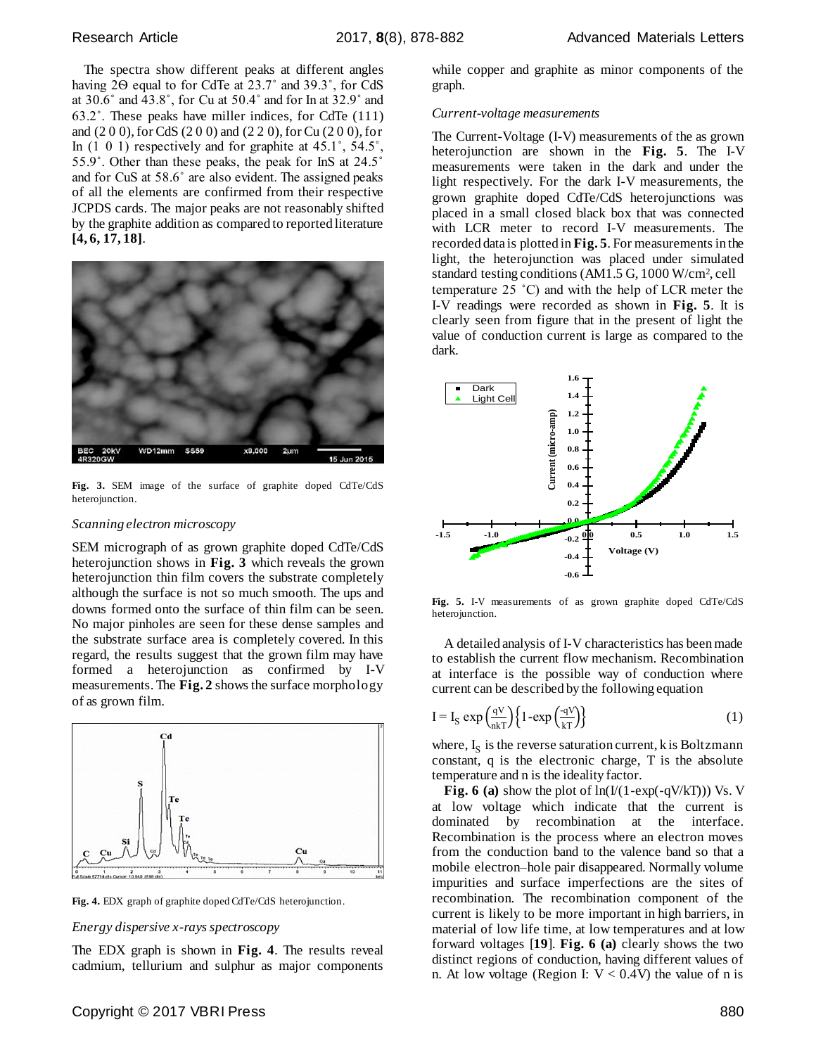The spectra show different peaks at different angles having 2ϴ equal to for CdTe at 23.7˚ and 39.3˚, for CdS at 30.6˚ and 43.8˚, for Cu at 50.4˚ and for In at 32.9˚ and 63.2˚. These peaks have miller indices, for CdTe (111) and (2 0 0), for CdS (2 0 0) and (2 2 0), for Cu (2 0 0), for In (1 0 1) respectively and for graphite at 45.1˚, 54.5˚, 55.9˚. Other than these peaks, the peak for InS at 24.5˚ and for CuS at 58.6˚ are also evident. The assigned peaks of all the elements are confirmed from their respective JCPDS cards. The major peaks are not reasonably shifted by the graphite addition as compared to reported literature **[4, 6, 17, 18]**.

**Fig. 3.** SEM image of the surface of graphite doped CdTe/CdS heterojunction.

### *Scanning electron microscopy*

SEM micrograph of as grown graphite doped CdTe/CdS heterojunction shows in **Fig. 3** which reveals the grown heterojunction thin film covers the substrate completely although the surface is not so much smooth. The ups and downs formed onto the surface of thin film can be seen. No major pinholes are seen for these dense samples and the substrate surface area is completely covered. In this regard, the results suggest that the grown film may have formed a heterojunction as confirmed by I-V measurements. The **Fig. 2** shows the surface morphology of as grown film.

**Fig. 4.** EDX graph of graphite doped CdTe/CdS heterojunction.

### *Energy dispersive x-rays spectroscopy*

The EDX graph is shown in **Fig. 4**. The results reveal cadmium, tellurium and sulphur as major components while copper and graphite as minor components of the graph.

### *Current-voltage measurements*

The Current-Voltage (I-V) measurements of the as grown heterojunction are shown in the **Fig. 5**. The I-V measurements were taken in the dark and under the light respectively. For the dark I-V measurements, the grown graphite doped CdTe/CdS heterojunctions was placed in a small closed black box that was connected with LCR meter to record I-V measurements. The recorded data is plotted in **Fig. 5**. For measurements in the light, the heterojunction was placed under simulated standard testing conditions (AM1.5 G, 1000 W/cm$^2$, cell temperature 25 ˚C) and with the help of LCR meter the I-V readings were recorded as shown in **Fig. 5**. It is clearly seen from figure that in the present of light the value of conduction current is large as compared to the dark.

**Fig. 5.** I-V measurements of as grown graphite doped CdTe/CdS heterojunction.

A detailed analysis of I-V characteristics has been made to establish the current flow mechanism. Recombination at interface is the possible way of conduction where current can be described by the following equation

$$I = I_S \exp\left(\frac{qV}{nkT}\right)\left\{1-\exp\left(\frac{-qV}{kT}\right)\right\} \tag{1}$$

where, $I_S$ is the reverse saturation current, k is Boltzmann constant, q is the electronic charge, T is the absolute temperature and n is the ideality factor.

**Fig. 6 (a)** show the plot of $\ln(I/(1-\exp(-qV/kT)))$ Vs. V at low voltage which indicate that the current is dominated by recombination at the interface. Recombination is the process where an electron moves from the conduction band to the valence band so that a mobile electron–hole pair disappeared. Normally volume impurities and surface imperfections are the sites of recombination. The recombination component of the current is likely to be more important in high barriers, in material of low life time, at low temperatures and at low forward voltages [**19**]. **Fig. 6 (a)** clearly shows the two distinct regions of conduction, having different values of n. At low voltage (Region I: $V < 0.4V$) the value of n is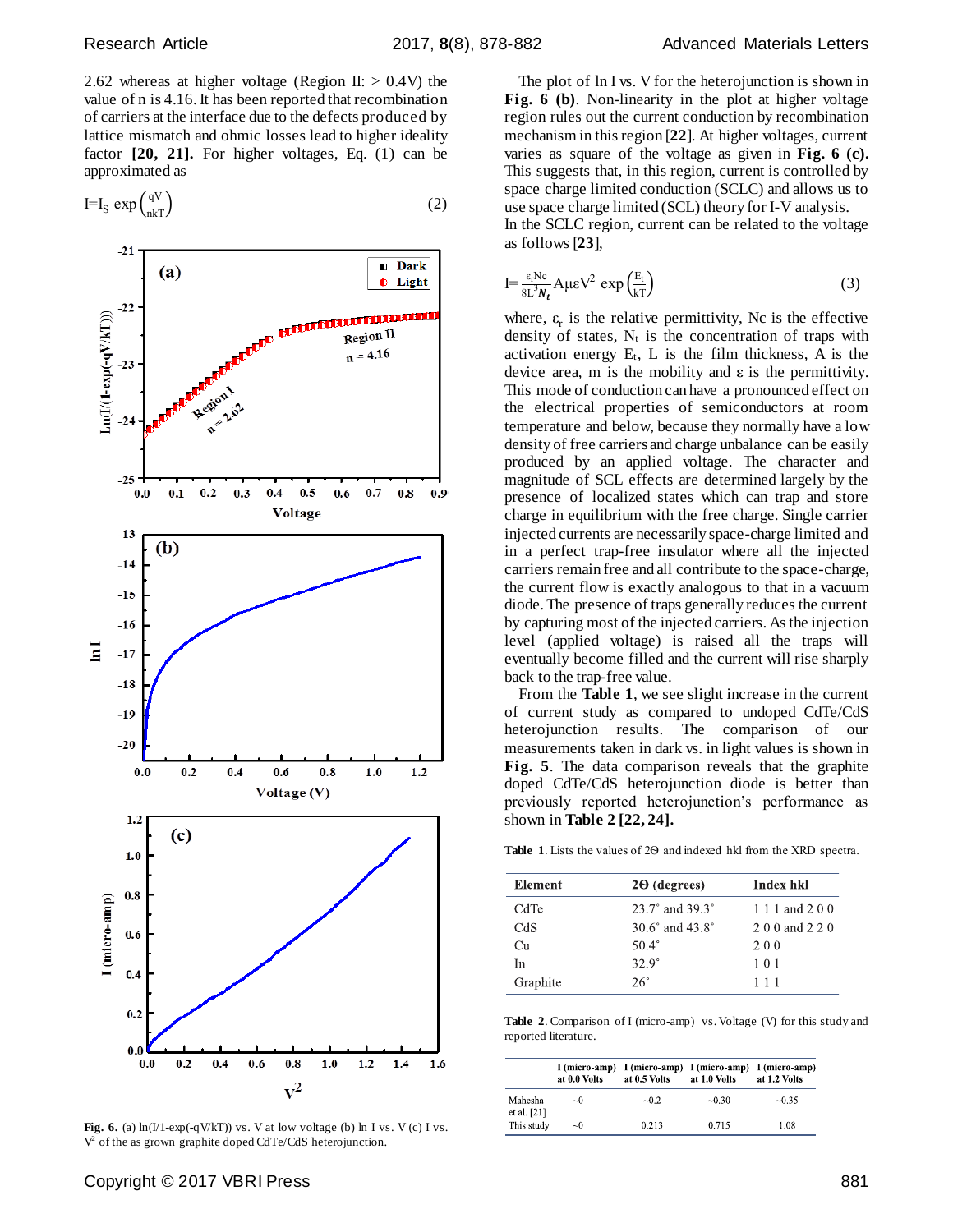2.62 whereas at higher voltage (Region II: > 0.4V) the value of n is 4.16. It has been reported that recombination of carriers at the interface due to the defects produced by lattice mismatch and ohmic losses lead to higher ideality factor **[20, 21].** For higher voltages, Eq. (1) can be approximated as

$$I = I_S \exp\left(\frac{qV}{nkT}\right) \tag{2}$$

**Fig. 6.** (a) ln(I/1-exp(-qV/kT)) vs. V at low voltage (b) ln I vs. V (c) I vs. $V^2$ of the as grown graphite doped CdTe/CdS heterojunction.

The plot of ln I vs. V for the heterojunction is shown in **Fig. 6 (b)**. Non-linearity in the plot at higher voltage region rules out the current conduction by recombination mechanism in this region [**22**]. At higher voltages, current varies as square of the voltage as given in **Fig. 6 (c).** This suggests that, in this region, current is controlled by space charge limited conduction (SCLC) and allows us to use space charge limited (SCL) theory for I-V analysis.
In the SCLC region, current can be related to the voltage as follows [**23**],

$$I = \frac{\varepsilon_r N c}{8L^3 N_t} A\mu\varepsilon V^2 \exp\left(\frac{E_t}{kT}\right) \tag{3}$$

where, $\varepsilon_r$ is the relative permittivity, Nc is the effective density of states, $N_t$ is the concentration of traps with activation energy $E_t$, L is the film thickness, A is the device area, m is the mobility and **ε** is the permittivity. This mode of conduction can have a pronounced effect on the electrical properties of semiconductors at room temperature and below, because they normally have a low density of free carriers and charge unbalance can be easily produced by an applied voltage. The character and magnitude of SCL effects are determined largely by the presence of localized states which can trap and store charge in equilibrium with the free charge. Single carrier injected currents are necessarily space-charge limited and in a perfect trap-free insulator where all the injected carriers remain free and all contribute to the space-charge, the current flow is exactly analogous to that in a vacuum diode. The presence of traps generally reduces the current by capturing most of the injected carriers. As the injection level (applied voltage) is raised all the traps will eventually become filled and the current will rise sharply back to the trap-free value.

From the **Table 1**, we see slight increase in the current of current study as compared to undoped CdTe/CdS heterojunction results. The comparison of our measurements taken in dark vs. in light values is shown in **Fig. 5**. The data comparison reveals that the graphite doped CdTe/CdS heterojunction diode is better than previously reported heterojunction's performance as shown in **Table 2 [22, 24].**

**Table 1**. Lists the values of 2Θ and indexed hkl from the XRD spectra.

| Element | 2Θ (degrees) | Index hkl |
|---|---|---|
| CdTe | 23.7° and 39.3° | 1 1 1 and 2 0 0 |
| CdS | 30.6° and 43.8° | 2 0 0 and 2 2 0 |
| Cu | 50.4° | 2 0 0 |
| In | 32.9° | 1 0 1 |
| Graphite | 26° | 1 1 1 |

**Table 2**. Comparison of I (micro-amp) vs. Voltage (V) for this study and reported literature.

| | I (micro-amp) at 0.0 Volts | I (micro-amp) at 0.5 Volts | I (micro-amp) at 1.0 Volts | I (micro-amp) at 1.2 Volts |
|---|---|---|---|---|
| Mahesha et al. [21] | ~0 | ~0.2 | ~0.30 | ~0.35 |
| This study | ~0 | 0.213 | 0.715 | 1.08 |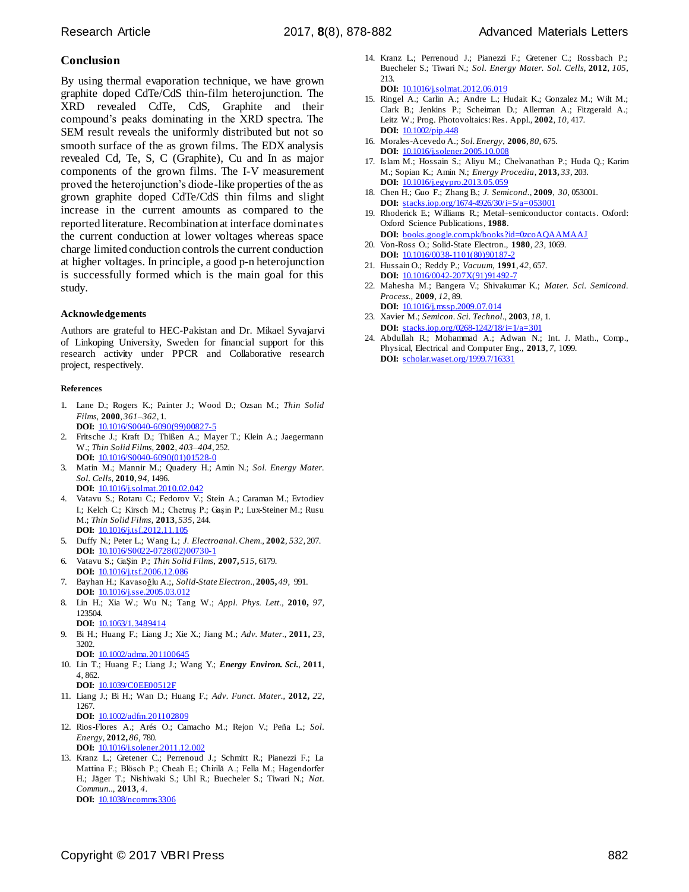## Conclusion

By using thermal evaporation technique, we have grown graphite doped CdTe/CdS thin-film heterojunction. The XRD revealed CdTe, CdS, Graphite and their compound's peaks dominating in the XRD spectra. The SEM result reveals the uniformly distributed but not so smooth surface of the as grown films. The EDX analysis revealed Cd, Te, S, C (Graphite), Cu and In as major components of the grown films. The I-V measurement proved the heterojunction's diode-like properties of the as grown graphite doped CdTe/CdS thin films and slight increase in the current amounts as compared to the reported literature. Recombination at interface dominates the current conduction at lower voltages whereas space charge limited conduction controls the current conduction at higher voltages. In principle, a good p-n heterojunction is successfully formed which is the main goal for this study.

### Acknowledgements

Authors are grateful to HEC-Pakistan and Dr. Mikael Syvajarvi of Linkoping University, Sweden for financial support for this research activity under PPCR and Collaborative research project, respectively.

### References

1. Lane D.; Rogers K.; Painter J.; Wood D.; Ozsan M.; *Thin Solid Films*, **2000**, *361–362*, 1.
   **DOI:** 10.1016/S0040-6090(99)00827-5
2. Fritsche J.; Kraft D.; Thißen A.; Mayer T.; Klein A.; Jaegermann W.; *Thin Solid Films*, **2002**, *403–404*, 252.
   **DOI:** 10.1016/S0040-6090(01)01528-0
3. Matin M.; Mannir M.; Quadery H.; Amin N.; *Sol. Energy Mater. Sol. Cells*, **2010**, *94*, 1496.
   **DOI:** 10.1016/j.solmat.2010.02.042
4. Vatavu S.; Rotaru C.; Fedorov V.; Stein A.; Caraman M.; Evtodiev I.; Kelch C.; Kirsch M.; Chetruş P.; Gaşin P.; Lux-Steiner M.; Rusu M.; *Thin Solid Films*, **2013**, *535*, 244.
   **DOI:** 10.1016/j.tsf.2012.11.105
5. Duffy N.; Peter L.; Wang L.; *J. Electroanal. Chem.*, **2002**, *532*, 207.
   **DOI:** 10.1016/S0022-0728(02)00730-1
6. Vatavu S.; GaŞin P.; *Thin Solid Films*, **2007**, *515*, 6179.
   **DOI:** 10.1016/j.tsf.2006.12.086
7. Bayhan H.; Kavasoğlu A.;, *Solid-State Electron.*, **2005**, *49*, 991.
   **DOI:** 10.1016/j.sse.2005.03.012
8. Lin H.; Xia W.; Wu N.; Tang W.; *Appl. Phys. Lett.*, **2010**, *97*, 123504.
   **DOI:** 10.1063/1.3489414
9. Bi H.; Huang F.; Liang J.; Xie X.; Jiang M.; *Adv. Mater.*, **2011**, *23*, 3202.
   **DOI:** 10.1002/adma.201100645
10. Lin T.; Huang F.; Liang J.; Wang Y.; ***Energy Environ. Sci.***, **2011**, *4*, 862.
    **DOI:** 10.1039/C0EE00512F
11. Liang J.; Bi H.; Wan D.; Huang F.; *Adv. Funct. Mater.*, **2012**, *22*, 1267.
    **DOI:** 10.1002/adfm.201102809
12. Rios-Flores A.; Arés O.; Camacho M.; Rejon V.; Peña L.; *Sol. Energy*, **2012**, *86*, 780.
    **DOI:** 10.1016/j.solener.2011.12.002
13. Kranz L.; Gretener C.; Perrenoud J.; Schmitt R.; Pianezzi F.; La Mattina F.; Blösch P.; Cheah E.; Chirilă A.; Fella M.; Hagendorfer H.; Jäger T.; Nishiwaki S.; Uhl R.; Buecheler S.; Tiwari N.; *Nat. Commun.*., **2013**, *4*.
    **DOI:** 10.1038/ncomms3306
14. Kranz L.; Perrenoud J.; Pianezzi F.; Gretener C.; Rossbach P.; Buecheler S.; Tiwari N.; *Sol. Energy Mater. Sol. Cells*, **2012**, *105*, 213.
    **DOI:** 10.1016/j.solmat.2012.06.019
15. Ringel A.; Carlin A.; Andre L.; Hudait K.; Gonzalez M.; Wilt M.; Clark B.; Jenkins P.; Scheiman D.; Allerman A.; Fitzgerald A.; Leitz W.; Prog. Photovoltaics: Res. Appl., **2002**, *10*, 417.
    **DOI:** 10.1002/pip.448
16. Morales-Acevedo A.; *Sol. Energy*, **2006**, *80*, 675.
    **DOI:** 10.1016/j.solener.2005.10.008
17. Islam M.; Hossain S.; Aliyu M.; Chelvanathan P.; Huda Q.; Karim M.; Sopian K.; Amin N.; *Energy Procedia*, **2013**, *33*, 203.
    **DOI:** 10.1016/j.egypro.2013.05.059
18. Chen H.; Guo F.; Zhang B.; *J. Semicond.*, **2009**, *30*, 053001.
    **DOI:** stacks.iop.org/1674-4926/30/i=5/a=053001
19. Rhoderick E.; Williams R.; Metal–semiconductor contacts. Oxford: Oxford Science Publications, **1988**.
    **DOI:** books.google.com.pk/books?id=0zcoAQAAMAAJ
20. Von-Ross O.; Solid-State Electron., **1980**, *23*, 1069.
    **DOI:** 10.1016/0038-1101(80)90187-2
21. Hussain O.; Reddy P.; *Vacuum*, **1991**, *42*, 657.
    **DOI:** 10.1016/0042-207X(91)91492-7
22. Mahesha M.; Bangera V.; Shivakumar K.; *Mater. Sci. Semicond. Process.*, **2009**, *12*, 89.
    **DOI:** 10.1016/j.mssp.2009.07.014
23. Xavier M.; *Semicon. Sci. Technol.*, **2003**, *18*, 1.
    **DOI:** stacks.iop.org/0268-1242/18/i=1/a=301
24. Abdullah R.; Mohammad A.; Adwan N.; Int. J. Math., Comp., Physical, Electrical and Computer Eng., **2013**, *7*, 1099.
    **DOI:** scholar.waset.org/1999.7/16331